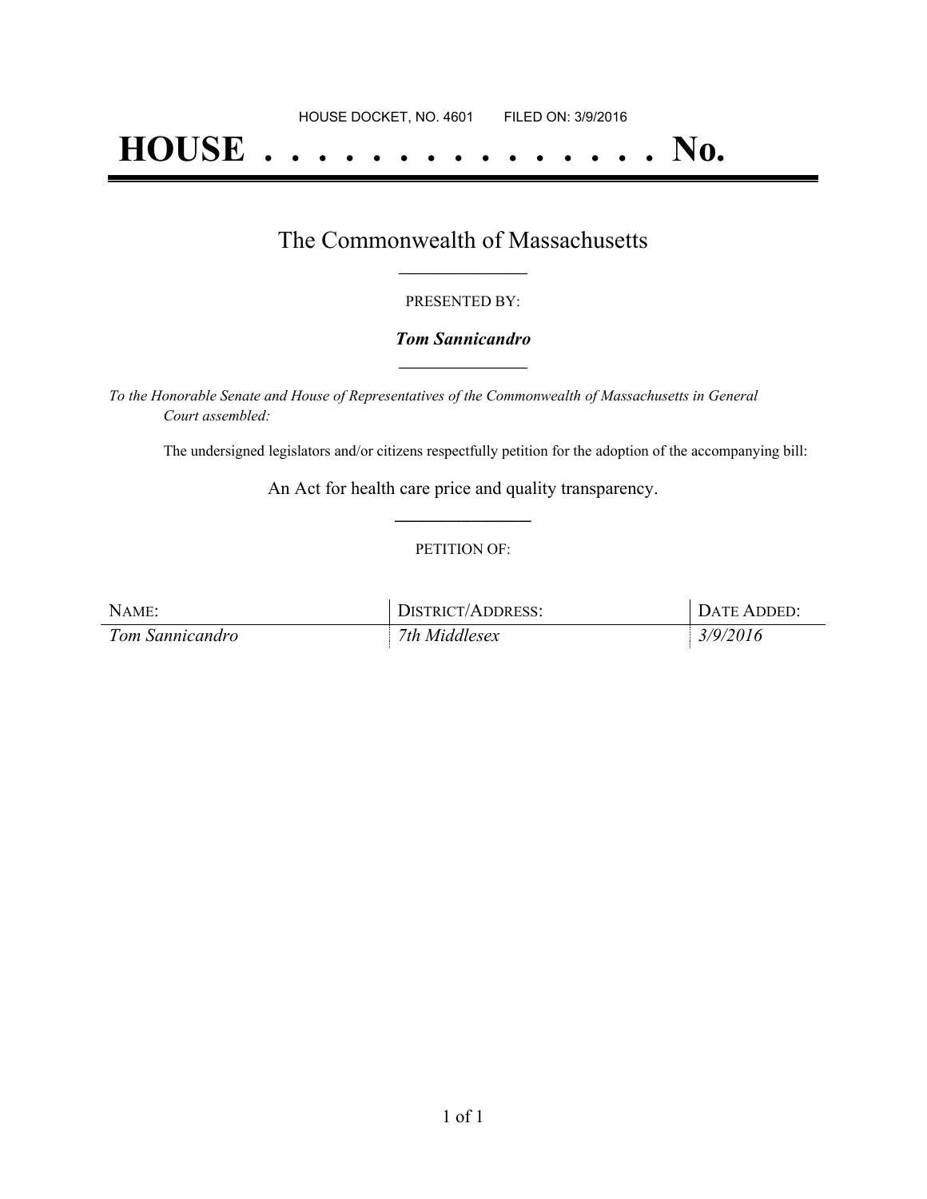HOUSE DOCKET, NO. 4601 FILED ON: 3/9/2016

# HOUSE . . . . . . . . . . . . . . . No.

## The Commonwealth of Massachusetts

PRESENTED BY:

***Tom Sannicandro***

*To the Honorable Senate and House of Representatives of the Commonwealth of Massachusetts in General Court assembled:*

The undersigned legislators and/or citizens respectfully petition for the adoption of the accompanying bill:

An Act for health care price and quality transparency.

PETITION OF:

| Name: | District/Address: | Date Added: |
|---|---|---|
| *Tom Sannicandro* | *7th Middlesex* | *3/9/2016* |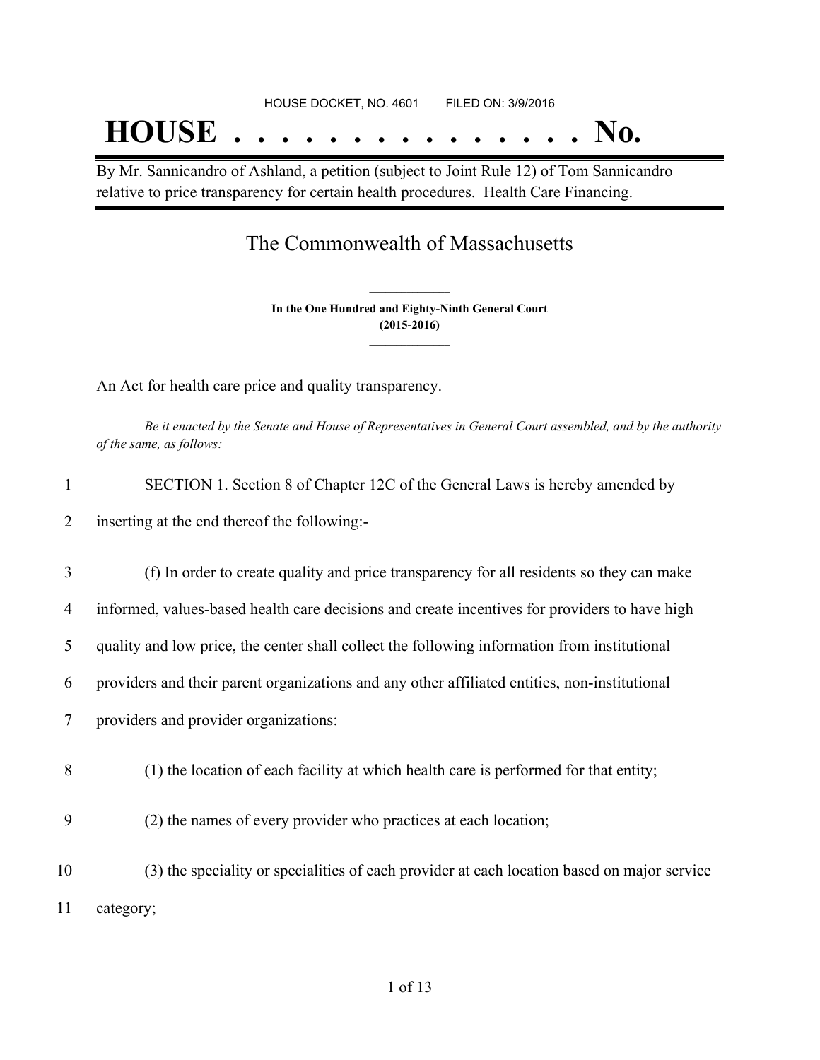HOUSE DOCKET, NO. 4601 FILED ON: 3/9/2016

# HOUSE . . . . . . . . . . . . . . . No.

By Mr. Sannicandro of Ashland, a petition (subject to Joint Rule 12) of Tom Sannicandro relative to price transparency for certain health procedures. Health Care Financing.

## The Commonwealth of Massachusetts

**In the One Hundred and Eighty-Ninth General Court**
**(2015-2016)**

An Act for health care price and quality transparency.

*Be it enacted by the Senate and House of Representatives in General Court assembled, and by the authority of the same, as follows:*

1 SECTION 1. Section 8 of Chapter 12C of the General Laws is hereby amended by
2 inserting at the end thereof the following:-

3 (f) In order to create quality and price transparency for all residents so they can make
4 informed, values-based health care decisions and create incentives for providers to have high
5 quality and low price, the center shall collect the following information from institutional
6 providers and their parent organizations and any other affiliated entities, non-institutional
7 providers and provider organizations:

8 (1) the location of each facility at which health care is performed for that entity;

9 (2) the names of every provider who practices at each location;

10 (3) the speciality or specialities of each provider at each location based on major service
11 category;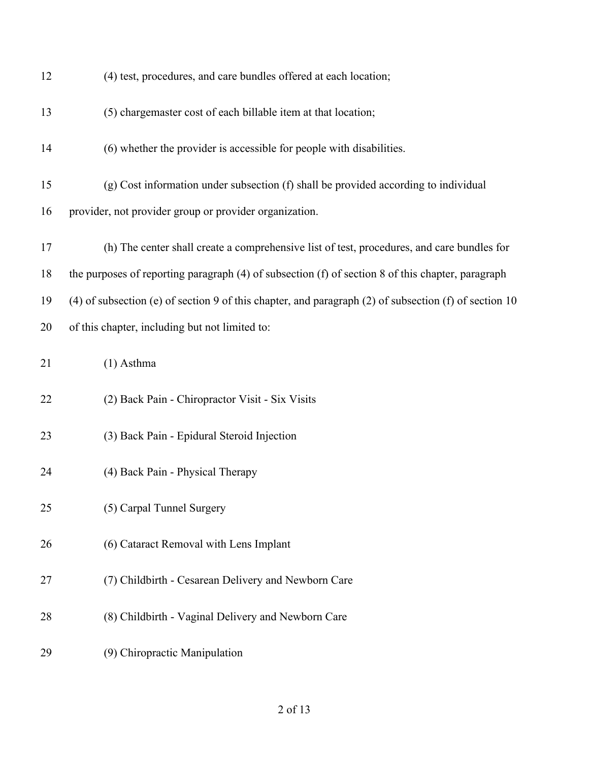(4) test, procedures, and care bundles offered at each location;

(5) chargemaster cost of each billable item at that location;

(6) whether the provider is accessible for people with disabilities.

(g) Cost information under subsection (f) shall be provided according to individual provider, not provider group or provider organization.

(h) The center shall create a comprehensive list of test, procedures, and care bundles for the purposes of reporting paragraph (4) of subsection (f) of section 8 of this chapter, paragraph (4) of subsection (e) of section 9 of this chapter, and paragraph (2) of subsection (f) of section 10 of this chapter, including but not limited to:

(1) Asthma

(2) Back Pain - Chiropractor Visit - Six Visits

(3) Back Pain - Epidural Steroid Injection

(4) Back Pain - Physical Therapy

(5) Carpal Tunnel Surgery

(6) Cataract Removal with Lens Implant

(7) Childbirth - Cesarean Delivery and Newborn Care

(8) Childbirth - Vaginal Delivery and Newborn Care

(9) Chiropractic Manipulation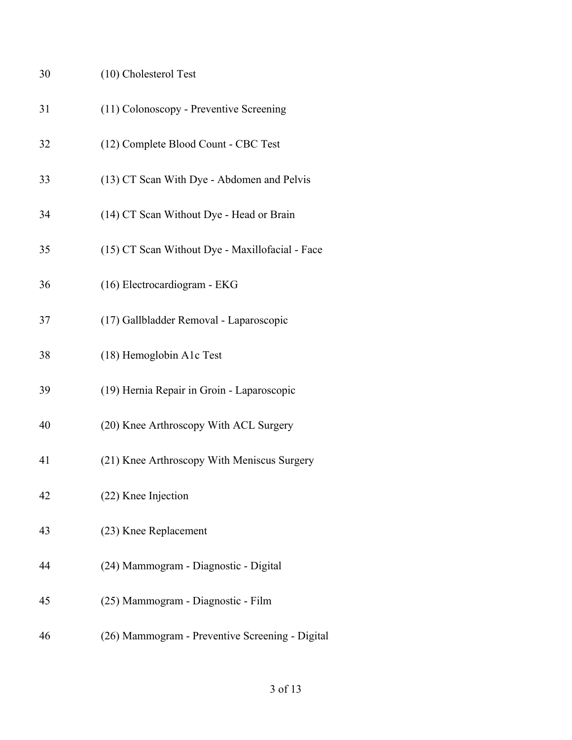30 (10) Cholesterol Test

31 (11) Colonoscopy - Preventive Screening

32 (12) Complete Blood Count - CBC Test

33 (13) CT Scan With Dye - Abdomen and Pelvis

34 (14) CT Scan Without Dye - Head or Brain

35 (15) CT Scan Without Dye - Maxillofacial - Face

36 (16) Electrocardiogram - EKG

37 (17) Gallbladder Removal - Laparoscopic

38 (18) Hemoglobin A1c Test

39 (19) Hernia Repair in Groin - Laparoscopic

40 (20) Knee Arthroscopy With ACL Surgery

41 (21) Knee Arthroscopy With Meniscus Surgery

42 (22) Knee Injection

43 (23) Knee Replacement

44 (24) Mammogram - Diagnostic - Digital

45 (25) Mammogram - Diagnostic - Film

46 (26) Mammogram - Preventive Screening - Digital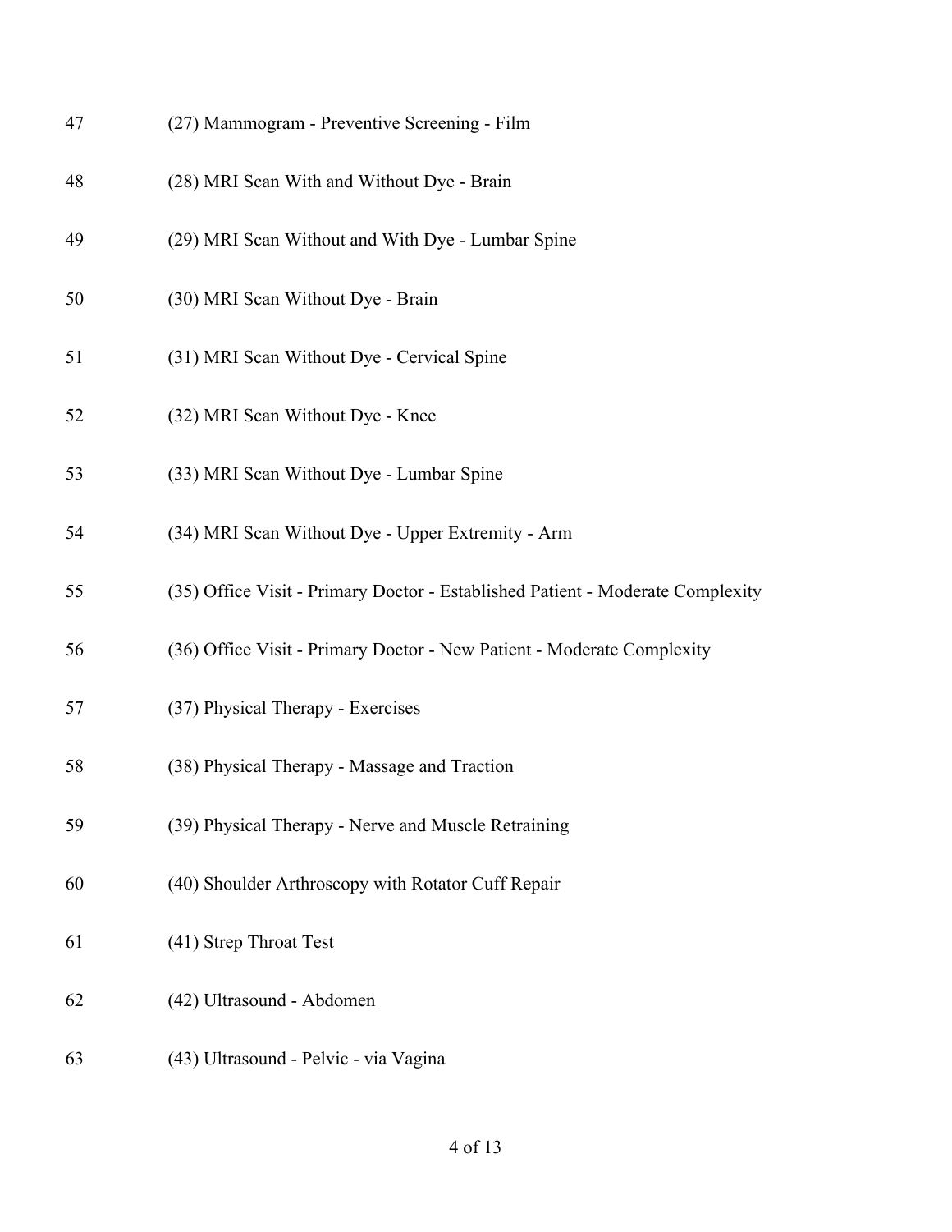47 (27) Mammogram - Preventive Screening - Film

48 (28) MRI Scan With and Without Dye - Brain

49 (29) MRI Scan Without and With Dye - Lumbar Spine

50 (30) MRI Scan Without Dye - Brain

51 (31) MRI Scan Without Dye - Cervical Spine

52 (32) MRI Scan Without Dye - Knee

53 (33) MRI Scan Without Dye - Lumbar Spine

54 (34) MRI Scan Without Dye - Upper Extremity - Arm

55 (35) Office Visit - Primary Doctor - Established Patient - Moderate Complexity

56 (36) Office Visit - Primary Doctor - New Patient - Moderate Complexity

57 (37) Physical Therapy - Exercises

58 (38) Physical Therapy - Massage and Traction

59 (39) Physical Therapy - Nerve and Muscle Retraining

60 (40) Shoulder Arthroscopy with Rotator Cuff Repair

61 (41) Strep Throat Test

62 (42) Ultrasound - Abdomen

63 (43) Ultrasound - Pelvic - via Vagina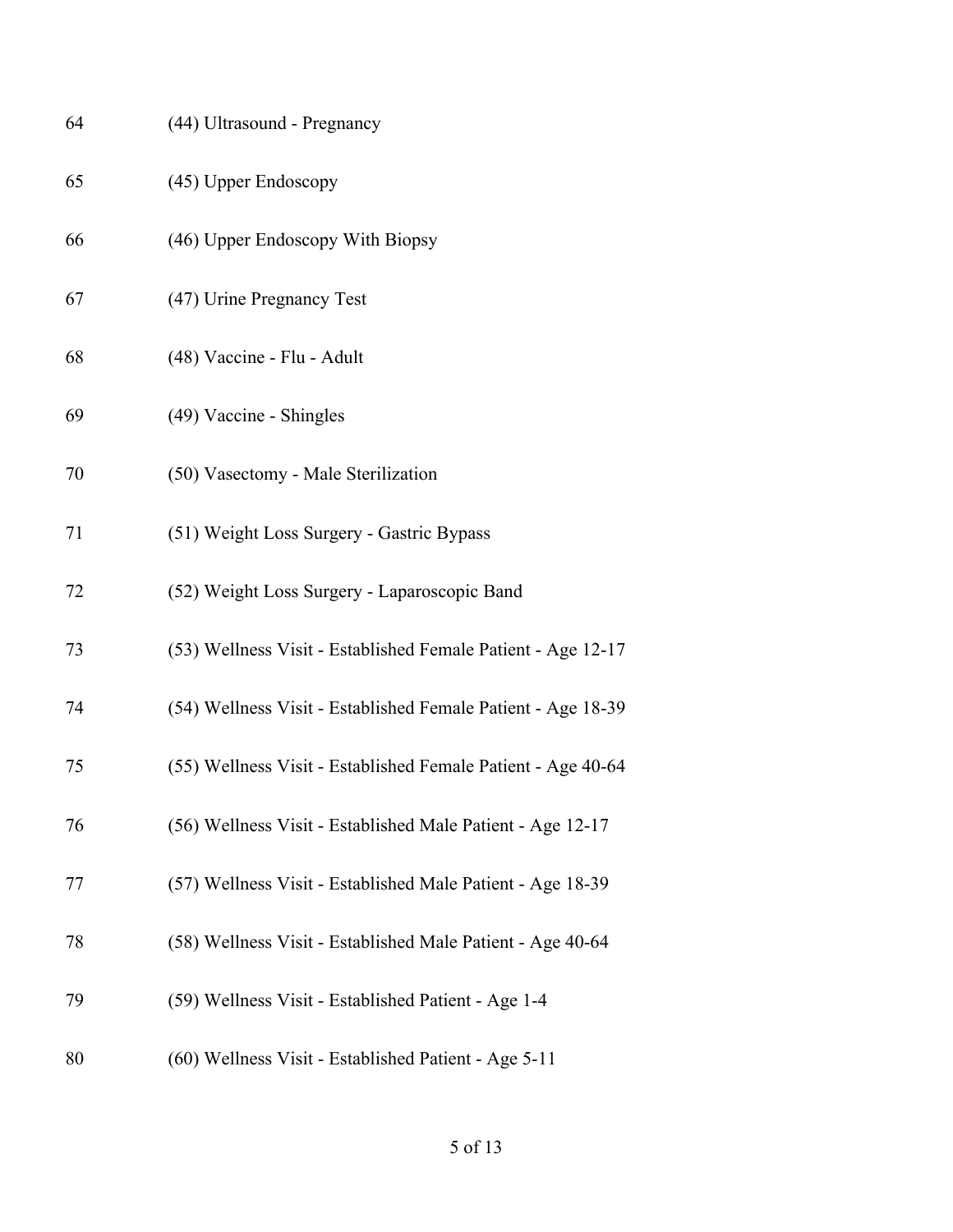64 (44) Ultrasound - Pregnancy

65 (45) Upper Endoscopy

66 (46) Upper Endoscopy With Biopsy

67 (47) Urine Pregnancy Test

68 (48) Vaccine - Flu - Adult

69 (49) Vaccine - Shingles

70 (50) Vasectomy - Male Sterilization

71 (51) Weight Loss Surgery - Gastric Bypass

72 (52) Weight Loss Surgery - Laparoscopic Band

73 (53) Wellness Visit - Established Female Patient - Age 12-17

74 (54) Wellness Visit - Established Female Patient - Age 18-39

75 (55) Wellness Visit - Established Female Patient - Age 40-64

76 (56) Wellness Visit - Established Male Patient - Age 12-17

77 (57) Wellness Visit - Established Male Patient - Age 18-39

78 (58) Wellness Visit - Established Male Patient - Age 40-64

79 (59) Wellness Visit - Established Patient - Age 1-4

80 (60) Wellness Visit - Established Patient - Age 5-11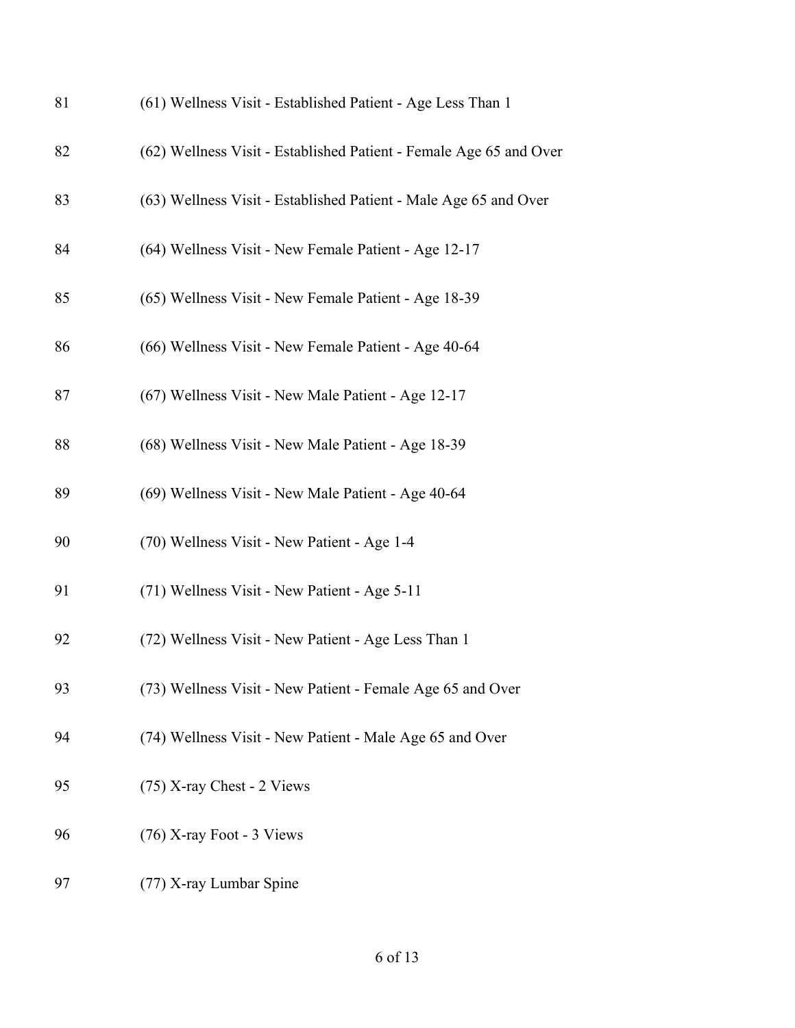81 (61) Wellness Visit - Established Patient - Age Less Than 1

82 (62) Wellness Visit - Established Patient - Female Age 65 and Over

83 (63) Wellness Visit - Established Patient - Male Age 65 and Over

84 (64) Wellness Visit - New Female Patient - Age 12-17

85 (65) Wellness Visit - New Female Patient - Age 18-39

86 (66) Wellness Visit - New Female Patient - Age 40-64

87 (67) Wellness Visit - New Male Patient - Age 12-17

88 (68) Wellness Visit - New Male Patient - Age 18-39

89 (69) Wellness Visit - New Male Patient - Age 40-64

90 (70) Wellness Visit - New Patient - Age 1-4

91 (71) Wellness Visit - New Patient - Age 5-11

92 (72) Wellness Visit - New Patient - Age Less Than 1

93 (73) Wellness Visit - New Patient - Female Age 65 and Over

94 (74) Wellness Visit - New Patient - Male Age 65 and Over

95 (75) X-ray Chest - 2 Views

96 (76) X-ray Foot - 3 Views

97 (77) X-ray Lumbar Spine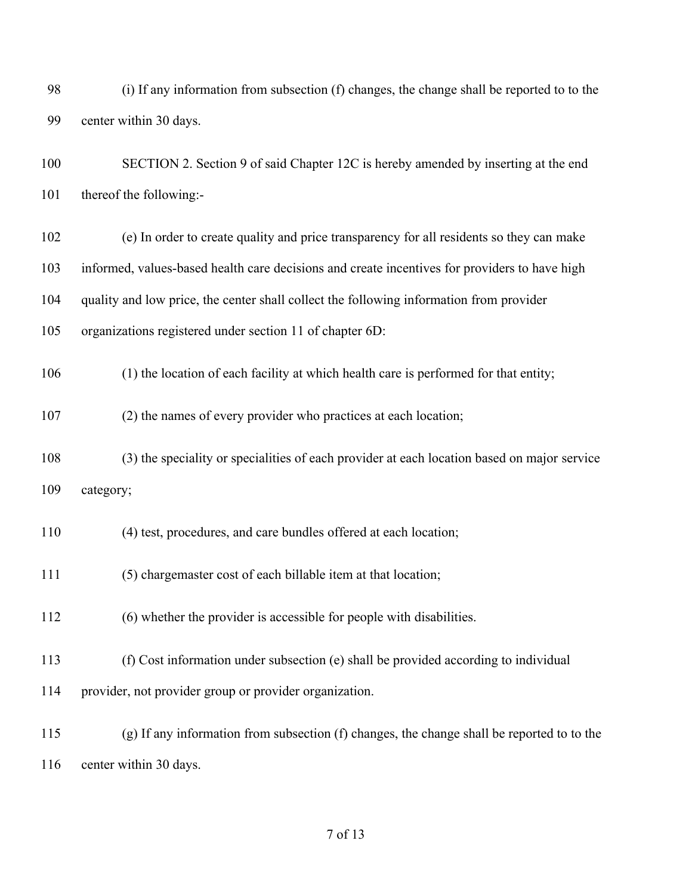(i) If any information from subsection (f) changes, the change shall be reported to to the center within 30 days.

SECTION 2. Section 9 of said Chapter 12C is hereby amended by inserting at the end thereof the following:-

(e) In order to create quality and price transparency for all residents so they can make informed, values-based health care decisions and create incentives for providers to have high quality and low price, the center shall collect the following information from provider organizations registered under section 11 of chapter 6D:

(1) the location of each facility at which health care is performed for that entity;

(2) the names of every provider who practices at each location;

(3) the speciality or specialities of each provider at each location based on major service category;

(4) test, procedures, and care bundles offered at each location;

(5) chargemaster cost of each billable item at that location;

(6) whether the provider is accessible for people with disabilities.

(f) Cost information under subsection (e) shall be provided according to individual provider, not provider group or provider organization.

(g) If any information from subsection (f) changes, the change shall be reported to to the center within 30 days.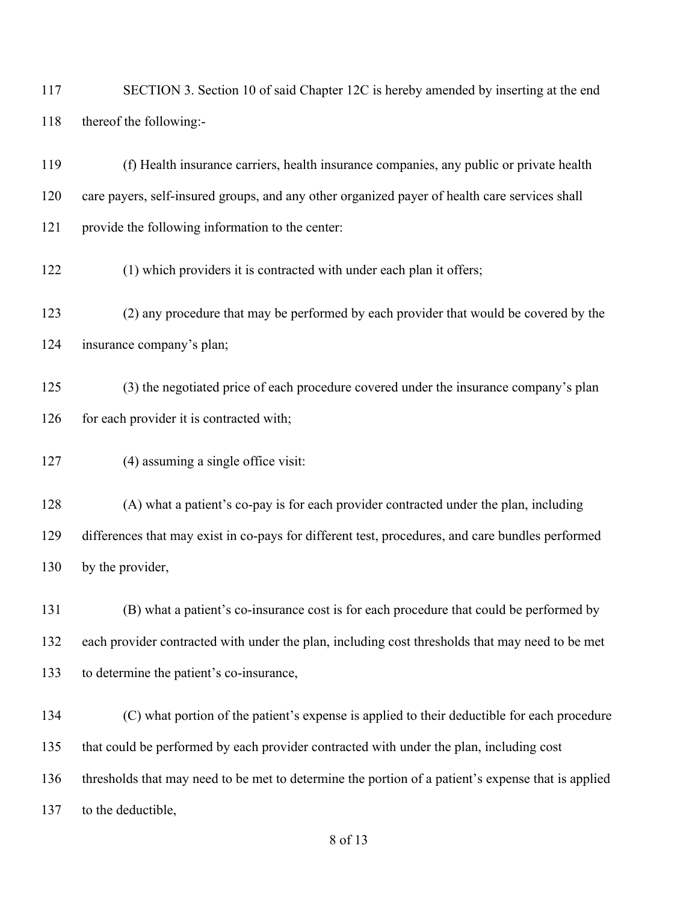SECTION 3. Section 10 of said Chapter 12C is hereby amended by inserting at the end thereof the following:-

(f) Health insurance carriers, health insurance companies, any public or private health care payers, self-insured groups, and any other organized payer of health care services shall provide the following information to the center:

(1) which providers it is contracted with under each plan it offers;

(2) any procedure that may be performed by each provider that would be covered by the insurance company's plan;

(3) the negotiated price of each procedure covered under the insurance company's plan for each provider it is contracted with;

(4) assuming a single office visit:

(A) what a patient's co-pay is for each provider contracted under the plan, including differences that may exist in co-pays for different test, procedures, and care bundles performed by the provider,

(B) what a patient's co-insurance cost is for each procedure that could be performed by each provider contracted with under the plan, including cost thresholds that may need to be met to determine the patient's co-insurance,

(C) what portion of the patient's expense is applied to their deductible for each procedure that could be performed by each provider contracted with under the plan, including cost thresholds that may need to be met to determine the portion of a patient's expense that is applied to the deductible,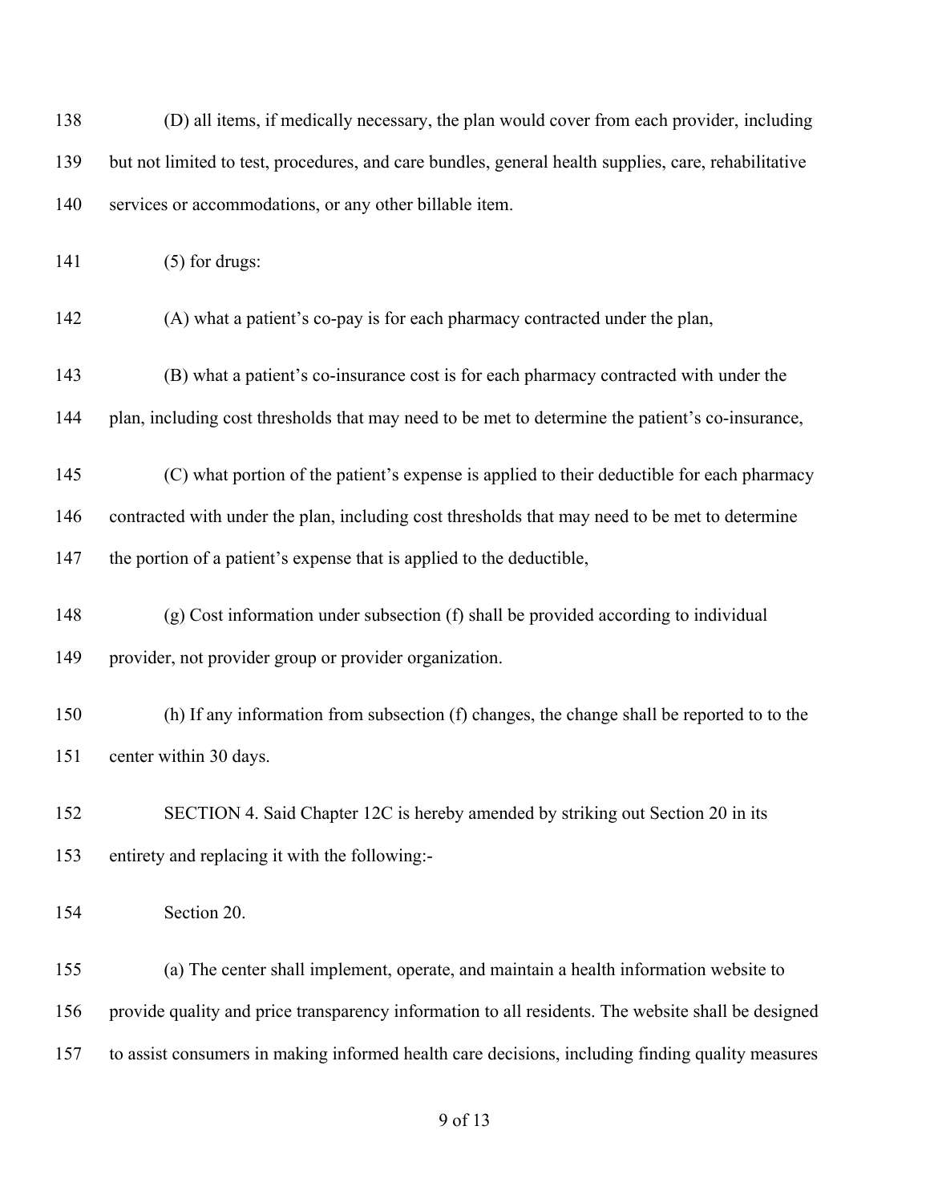(D) all items, if medically necessary, the plan would cover from each provider, including but not limited to test, procedures, and care bundles, general health supplies, care, rehabilitative services or accommodations, or any other billable item.

(5) for drugs:

(A) what a patient's co-pay is for each pharmacy contracted under the plan,

(B) what a patient's co-insurance cost is for each pharmacy contracted with under the plan, including cost thresholds that may need to be met to determine the patient's co-insurance,

(C) what portion of the patient's expense is applied to their deductible for each pharmacy contracted with under the plan, including cost thresholds that may need to be met to determine the portion of a patient's expense that is applied to the deductible,

(g) Cost information under subsection (f) shall be provided according to individual provider, not provider group or provider organization.

(h) If any information from subsection (f) changes, the change shall be reported to to the center within 30 days.

SECTION 4. Said Chapter 12C is hereby amended by striking out Section 20 in its entirety and replacing it with the following:-

Section 20.

(a) The center shall implement, operate, and maintain a health information website to provide quality and price transparency information to all residents. The website shall be designed to assist consumers in making informed health care decisions, including finding quality measures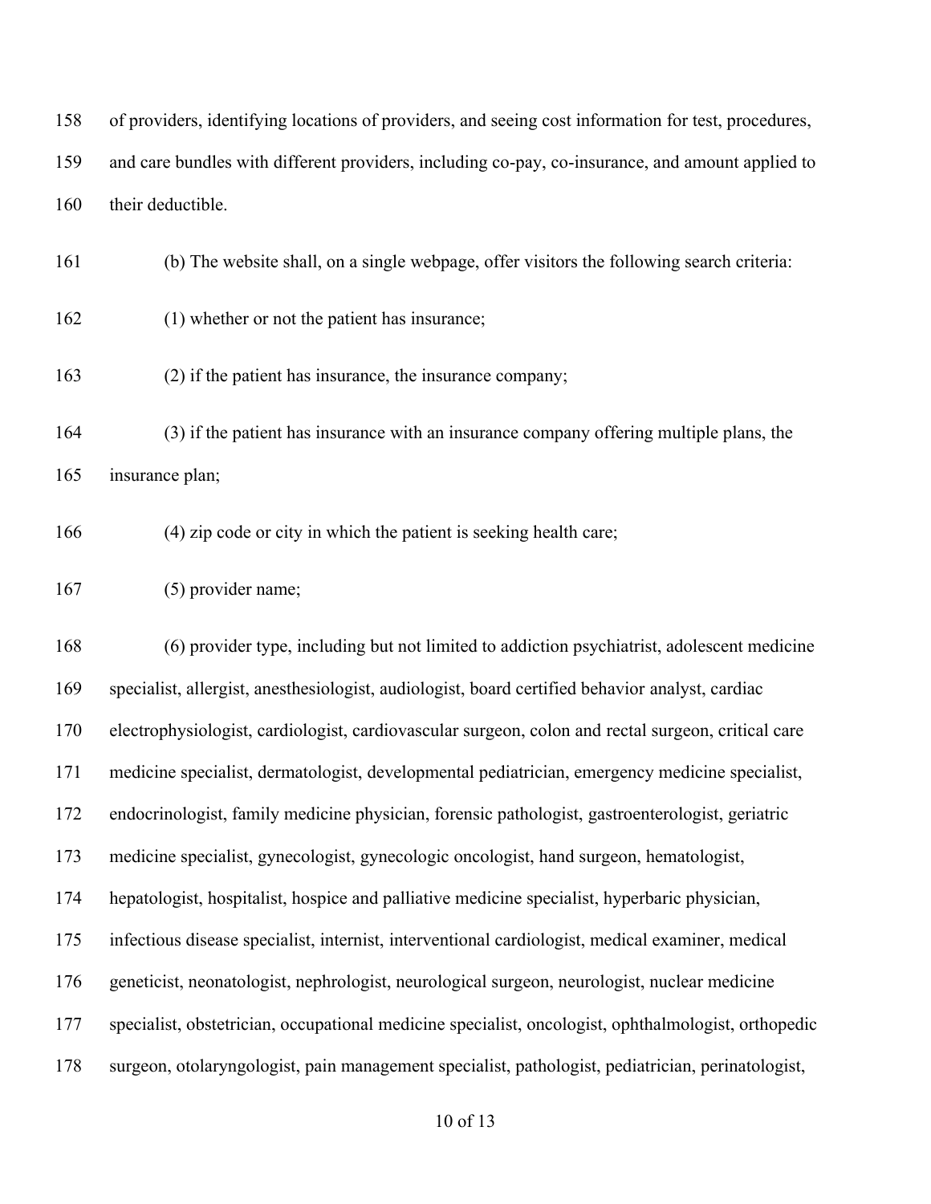of providers, identifying locations of providers, and seeing cost information for test, procedures, and care bundles with different providers, including co-pay, co-insurance, and amount applied to their deductible.

(b) The website shall, on a single webpage, offer visitors the following search criteria:

(1) whether or not the patient has insurance;

(2) if the patient has insurance, the insurance company;

(3) if the patient has insurance with an insurance company offering multiple plans, the insurance plan;

(4) zip code or city in which the patient is seeking health care;

(5) provider name;

(6) provider type, including but not limited to addiction psychiatrist, adolescent medicine specialist, allergist, anesthesiologist, audiologist, board certified behavior analyst, cardiac electrophysiologist, cardiologist, cardiovascular surgeon, colon and rectal surgeon, critical care medicine specialist, dermatologist, developmental pediatrician, emergency medicine specialist, endocrinologist, family medicine physician, forensic pathologist, gastroenterologist, geriatric medicine specialist, gynecologist, gynecologic oncologist, hand surgeon, hematologist, hepatologist, hospitalist, hospice and palliative medicine specialist, hyperbaric physician, infectious disease specialist, internist, interventional cardiologist, medical examiner, medical geneticist, neonatologist, nephrologist, neurological surgeon, neurologist, nuclear medicine specialist, obstetrician, occupational medicine specialist, oncologist, ophthalmologist, orthopedic surgeon, otolaryngologist, pain management specialist, pathologist, pediatrician, perinatologist,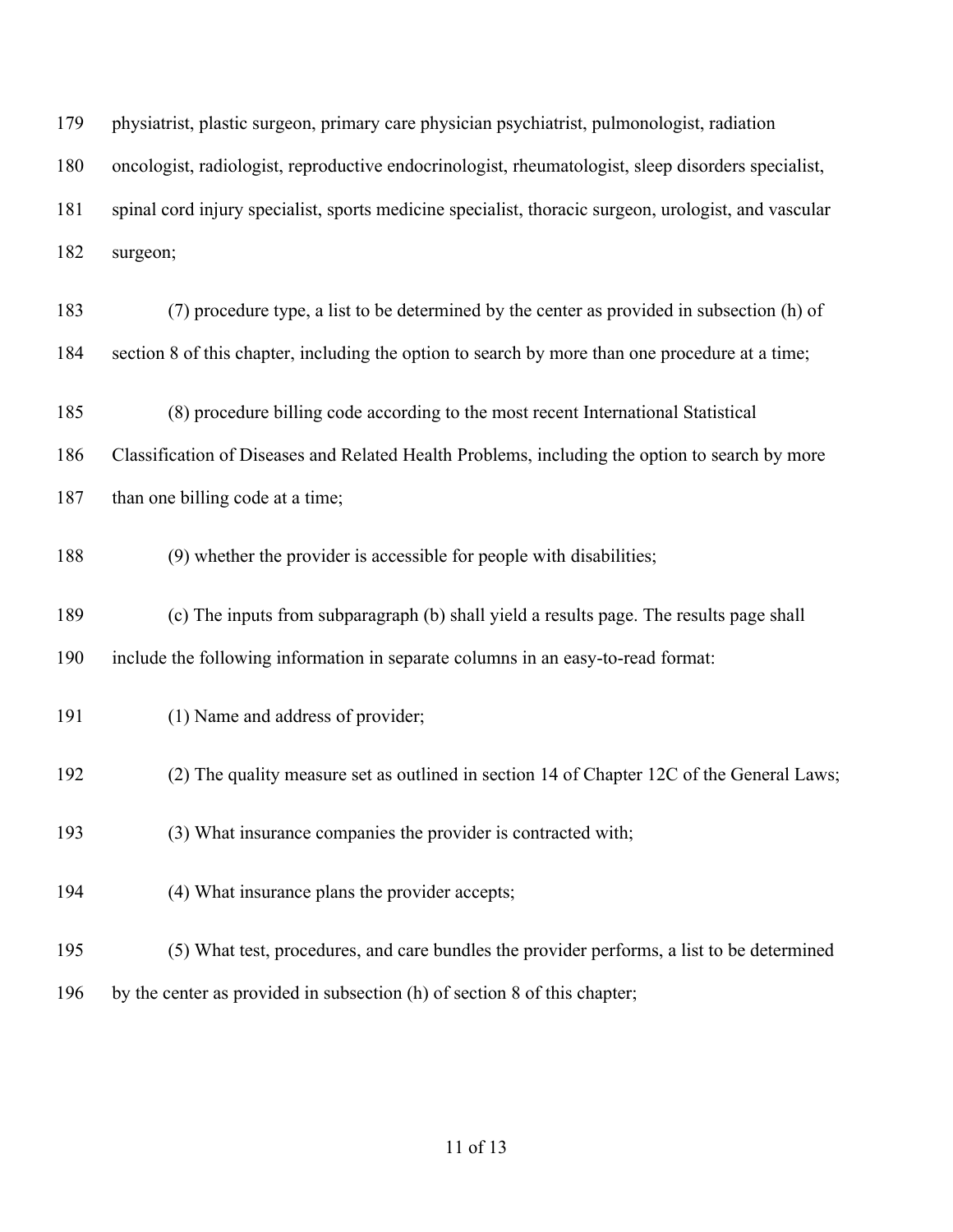physiatrist, plastic surgeon, primary care physician psychiatrist, pulmonologist, radiation oncologist, radiologist, reproductive endocrinologist, rheumatologist, sleep disorders specialist, spinal cord injury specialist, sports medicine specialist, thoracic surgeon, urologist, and vascular surgeon;

(7) procedure type, a list to be determined by the center as provided in subsection (h) of section 8 of this chapter, including the option to search by more than one procedure at a time;

(8) procedure billing code according to the most recent International Statistical Classification of Diseases and Related Health Problems, including the option to search by more than one billing code at a time;

(9) whether the provider is accessible for people with disabilities;

(c) The inputs from subparagraph (b) shall yield a results page. The results page shall include the following information in separate columns in an easy-to-read format:

(1) Name and address of provider;

(2) The quality measure set as outlined in section 14 of Chapter 12C of the General Laws;

(3) What insurance companies the provider is contracted with;

(4) What insurance plans the provider accepts;

(5) What test, procedures, and care bundles the provider performs, a list to be determined by the center as provided in subsection (h) of section 8 of this chapter;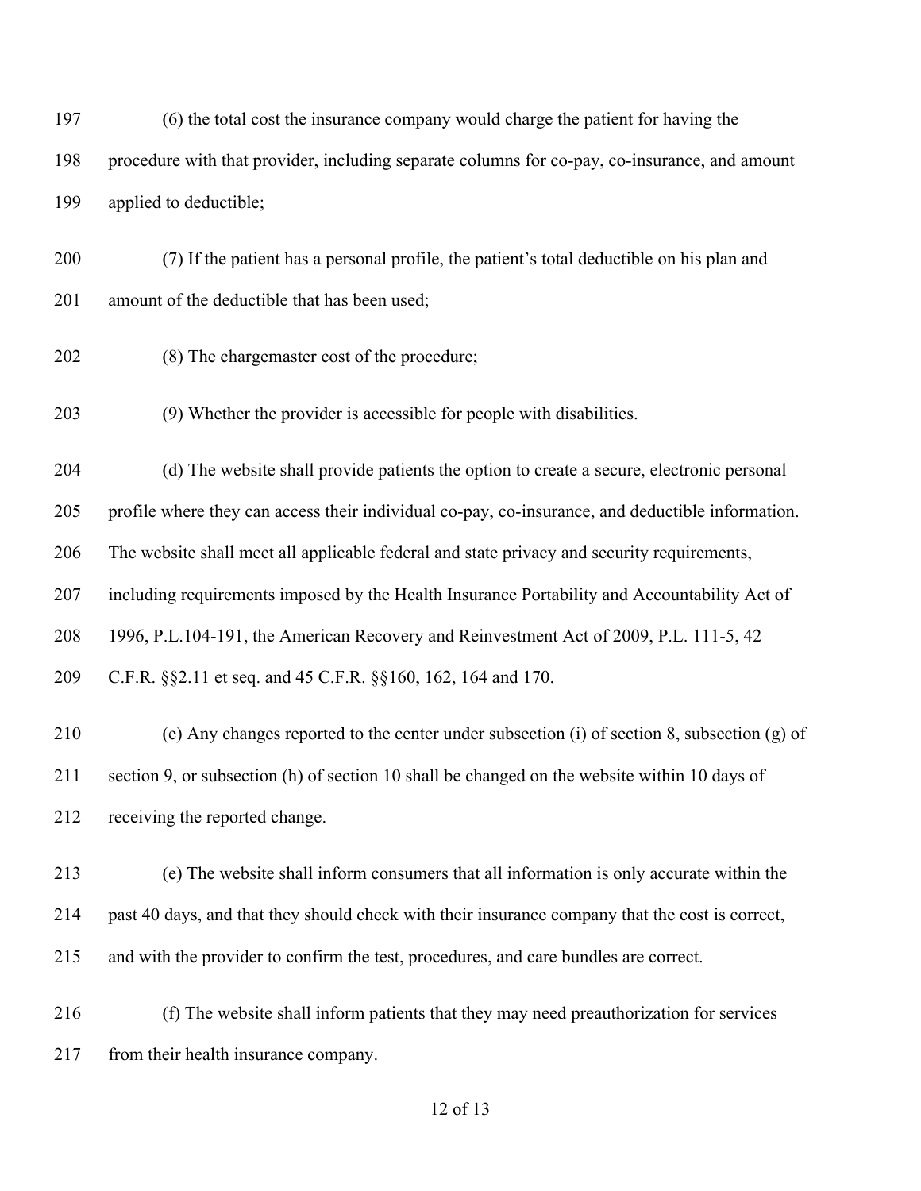(6) the total cost the insurance company would charge the patient for having the procedure with that provider, including separate columns for co-pay, co-insurance, and amount applied to deductible;

(7) If the patient has a personal profile, the patient's total deductible on his plan and amount of the deductible that has been used;

(8) The chargemaster cost of the procedure;

(9) Whether the provider is accessible for people with disabilities.

(d) The website shall provide patients the option to create a secure, electronic personal profile where they can access their individual co-pay, co-insurance, and deductible information. The website shall meet all applicable federal and state privacy and security requirements, including requirements imposed by the Health Insurance Portability and Accountability Act of 1996, P.L.104-191, the American Recovery and Reinvestment Act of 2009, P.L. 111-5, 42 C.F.R. §§2.11 et seq. and 45 C.F.R. §§160, 162, 164 and 170.

(e) Any changes reported to the center under subsection (i) of section 8, subsection (g) of section 9, or subsection (h) of section 10 shall be changed on the website within 10 days of receiving the reported change.

(e) The website shall inform consumers that all information is only accurate within the past 40 days, and that they should check with their insurance company that the cost is correct, and with the provider to confirm the test, procedures, and care bundles are correct.

(f) The website shall inform patients that they may need preauthorization for services from their health insurance company.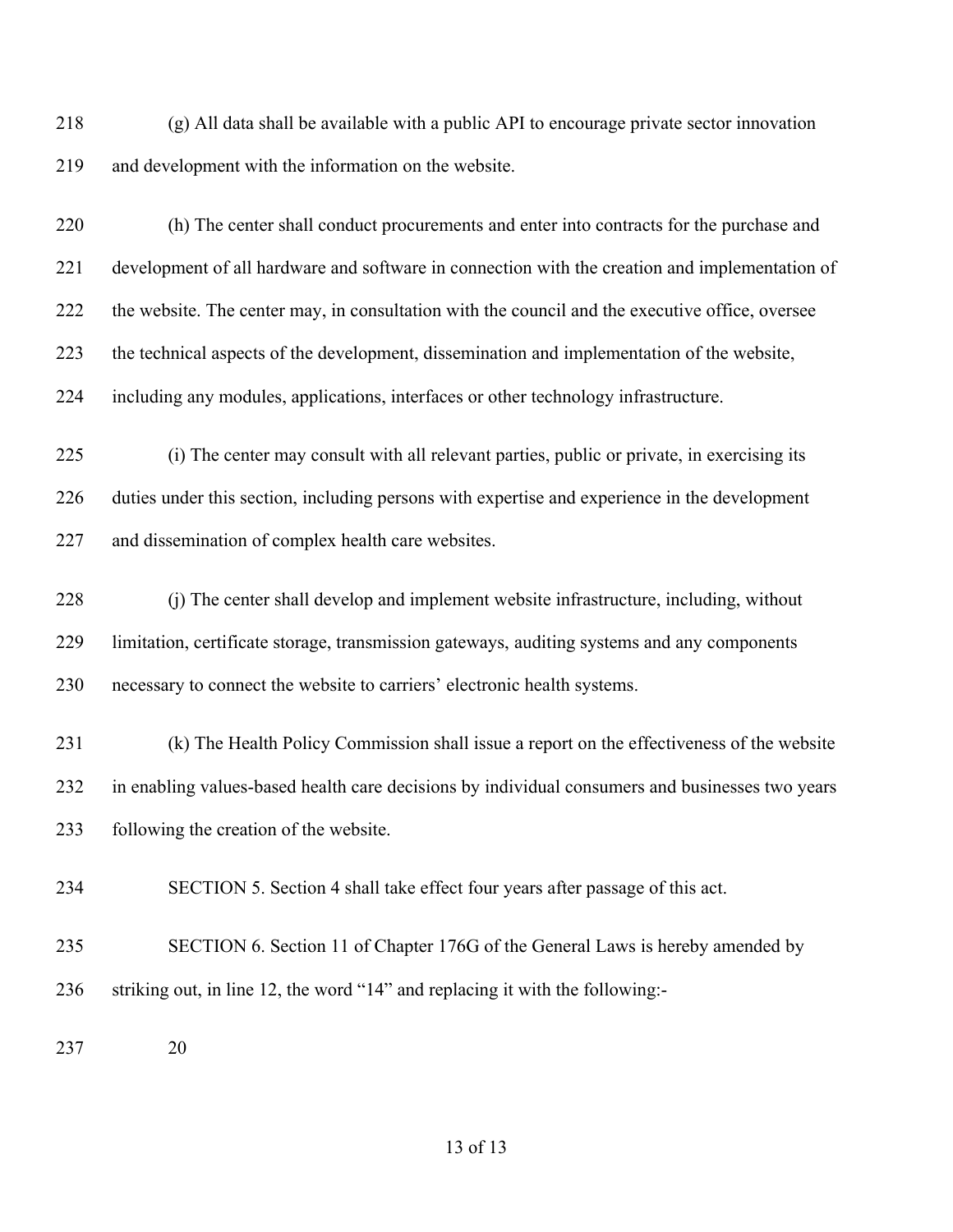(g) All data shall be available with a public API to encourage private sector innovation and development with the information on the website.

(h) The center shall conduct procurements and enter into contracts for the purchase and development of all hardware and software in connection with the creation and implementation of the website. The center may, in consultation with the council and the executive office, oversee the technical aspects of the development, dissemination and implementation of the website, including any modules, applications, interfaces or other technology infrastructure.

(i) The center may consult with all relevant parties, public or private, in exercising its duties under this section, including persons with expertise and experience in the development and dissemination of complex health care websites.

(j) The center shall develop and implement website infrastructure, including, without limitation, certificate storage, transmission gateways, auditing systems and any components necessary to connect the website to carriers' electronic health systems.

(k) The Health Policy Commission shall issue a report on the effectiveness of the website in enabling values-based health care decisions by individual consumers and businesses two years following the creation of the website.

SECTION 5. Section 4 shall take effect four years after passage of this act.

SECTION 6. Section 11 of Chapter 176G of the General Laws is hereby amended by striking out, in line 12, the word "14" and replacing it with the following:-

20